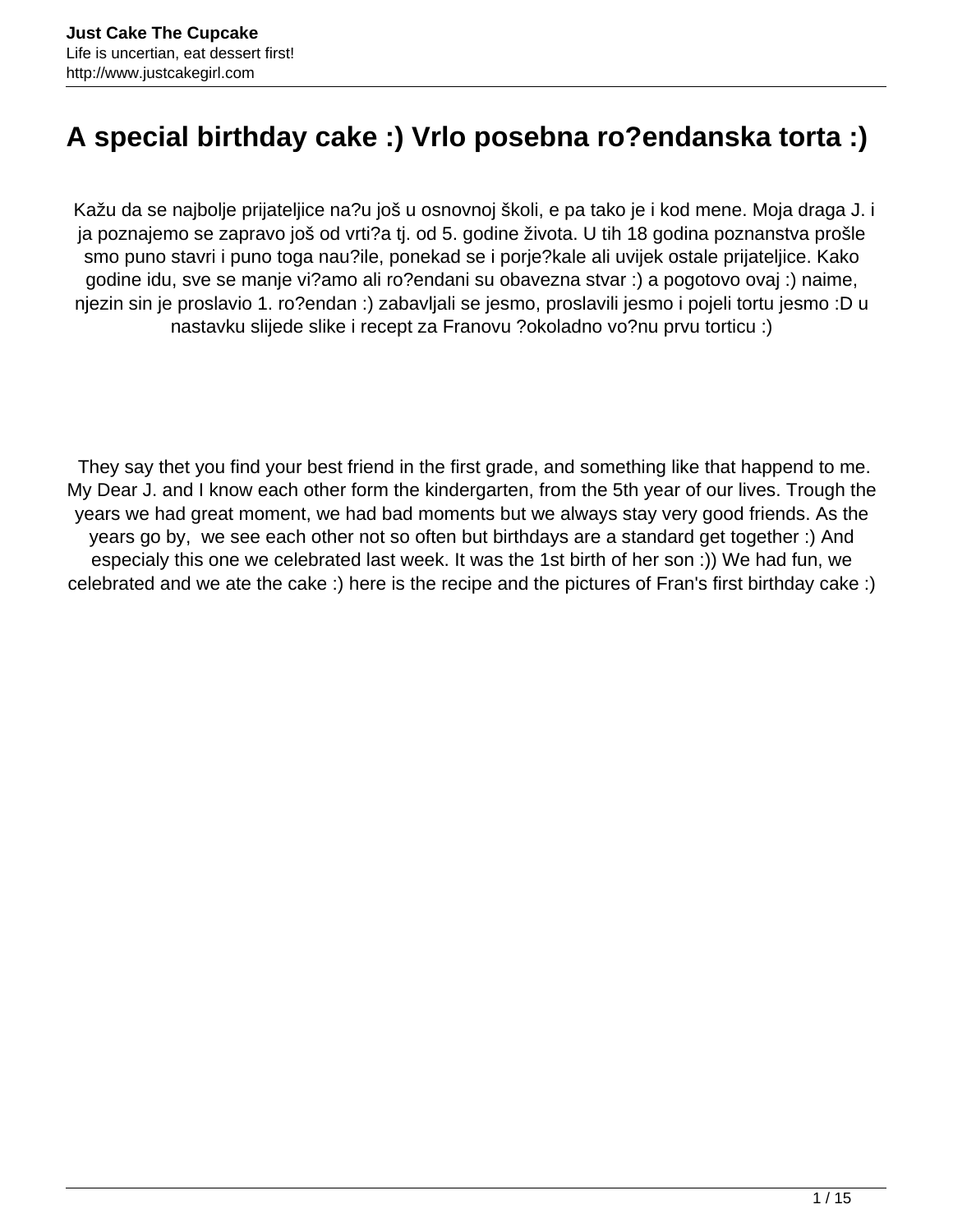# A special birthday cake :) Vrlo posebna ro?endanska torta :)

Kažu da se najbolje prijateljice na?u još u osnovnoj školi, e pa tako je i kod mene. Moja draga J. i ja poznajemo se zapravo još od vrti?a tj. od 5. godine života. U tih 18 godina poznanstva prošle smo puno stavri i puno toga nau?ile, ponekad se i porje?kale ali uvijek ostale prijateljice. Kako godine idu, sve se manje vi?amo ali ro?endani su obavezna stvar :) a pogotovo ovaj :) naime, njezin sin je proslavio 1. ro?endan :) zabavljali se jesmo, proslavili jesmo i pojeli tortu jesmo :D u nastavku slijede slike i recept za Franovu ?okoladno vo?nu prvu torticu :)

They say thet you find your best friend in the first grade, and something like that happend to me. My Dear J. and I know each other form the kindergarten, from the 5th year of our lives. Trough the years we had great moment, we had bad moments but we always stay very good friends. As the years go by,  we see each other not so often but birthdays are a standard get together :) And especialy this one we celebrated last week. It was the 1st birth of her son :)) We had fun, we celebrated and we ate the cake :) here is the recipe and the pictures of Fran's first birthday cake :)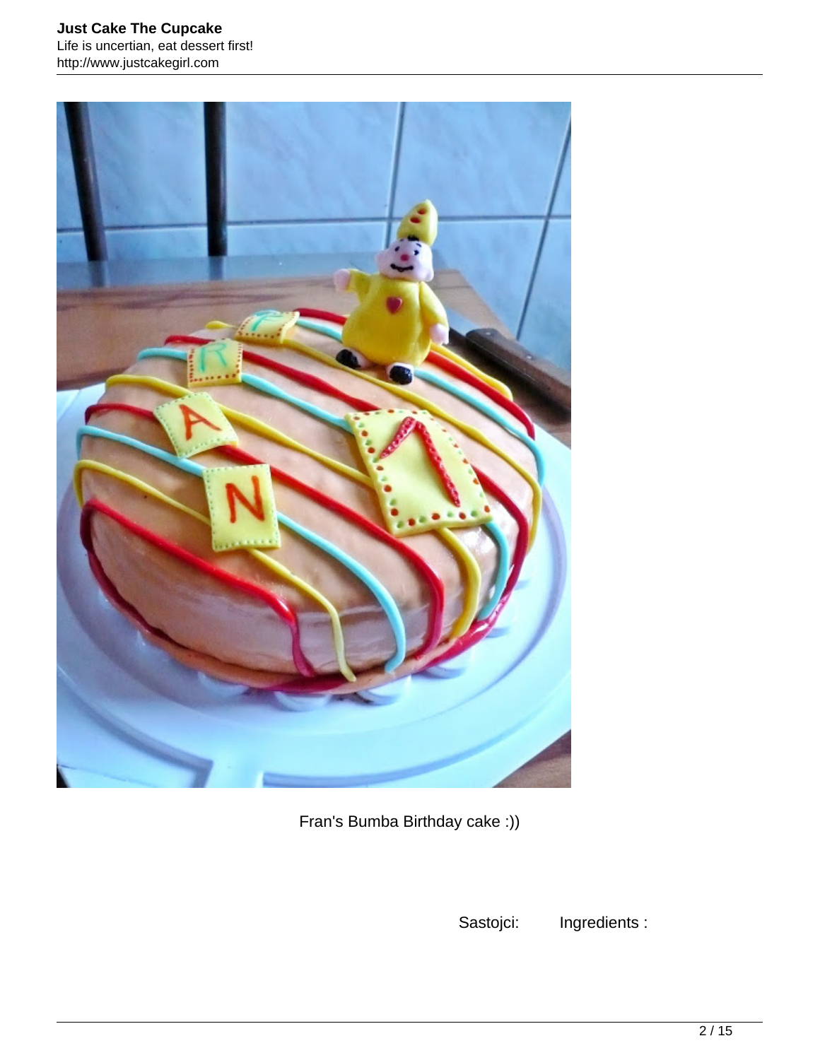Fran's Bumba Birthday cake :))

Sastojci: Ingredients :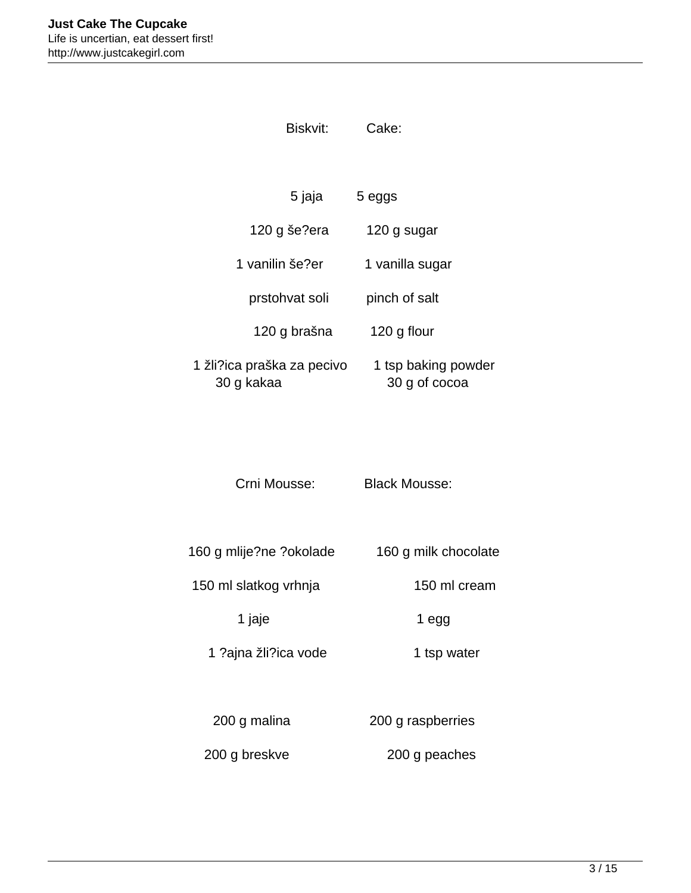Biskvit: Cake:

5 jaja 5 eggs

120 g še?era 120 g sugar

1 vanilin še?er 1 vanilla sugar

prstohvat soli pinch of salt

120 g brašna 120 g flour

1 žli?ica praška za pecivo 1 tsp baking powder
30 g kakaa 30 g of cocoa

Crni Mousse: Black Mousse:

160 g mlije?ne ?okolade 160 g milk chocolate

150 ml slatkog vrhnja 150 ml cream

1 jaje 1 egg

1 ?ajna žli?ica vode 1 tsp water

200 g malina 200 g raspberries

200 g breskve 200 g peaches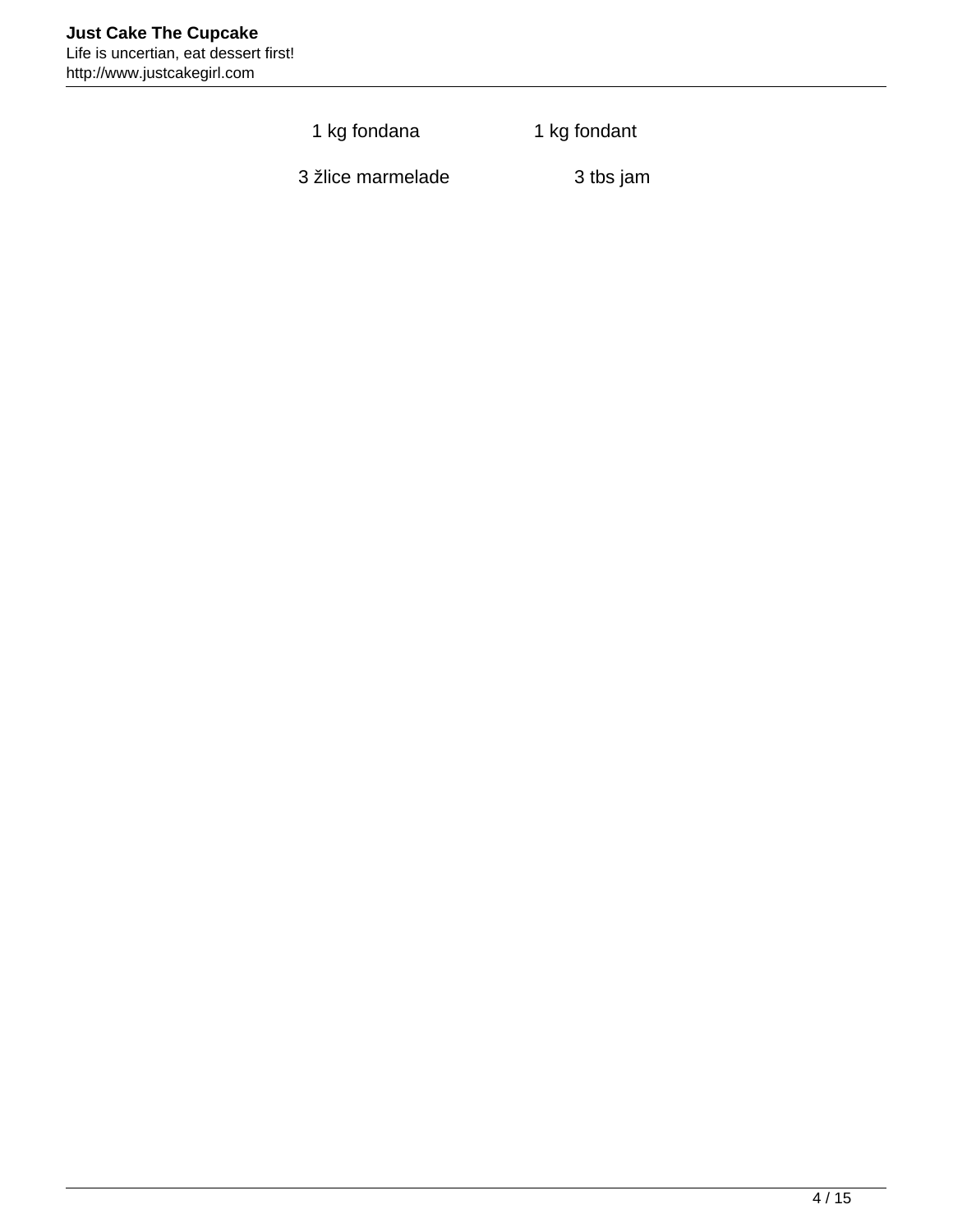| | |
|---|---|
| 1 kg fondana | 1 kg fondant |
| 3 žlice marmelade | 3 tbs jam |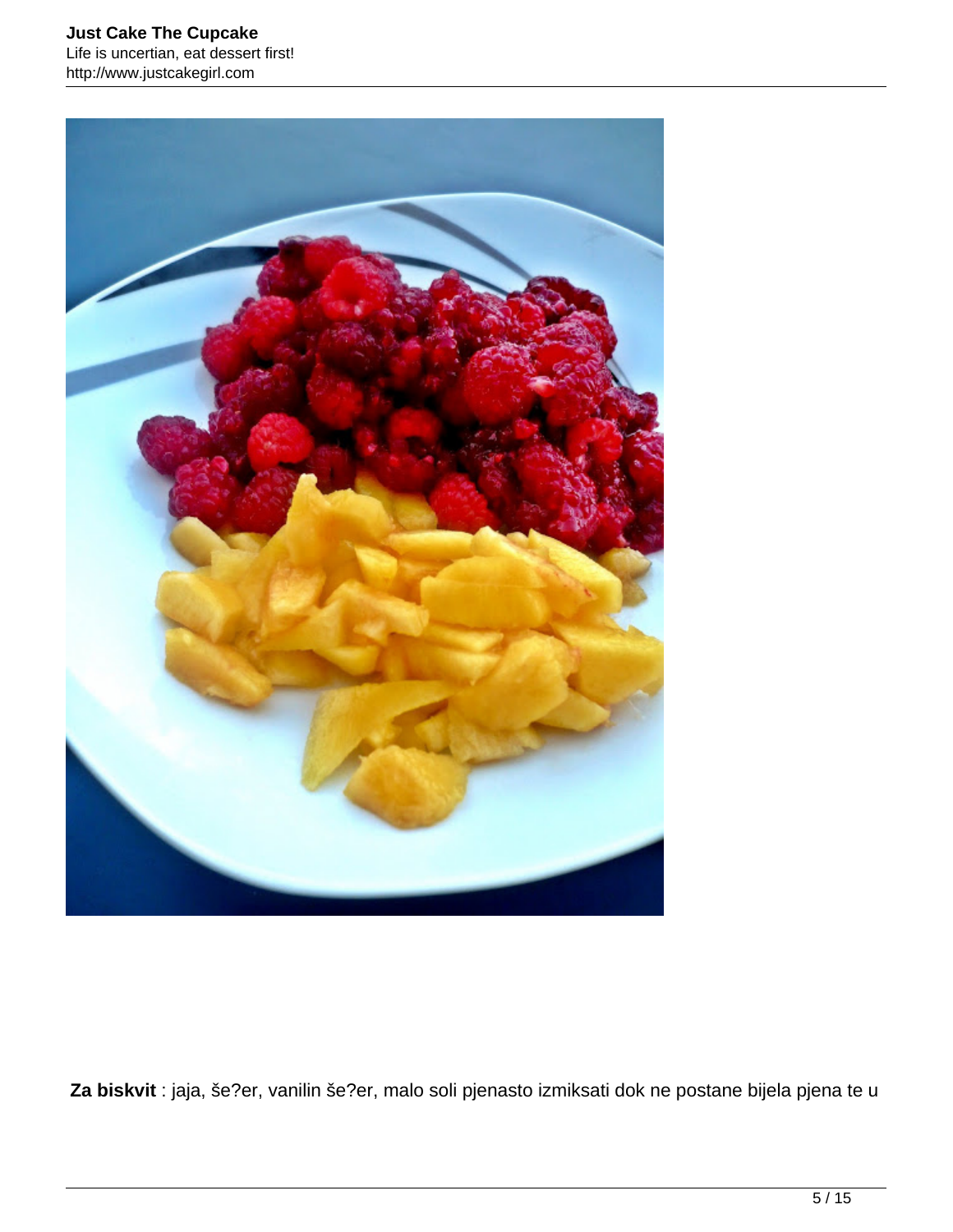**Za biskvit** : jaja, še?er, vanilin še?er, malo soli pjenasto izmiksati dok ne postane bijela pjena te u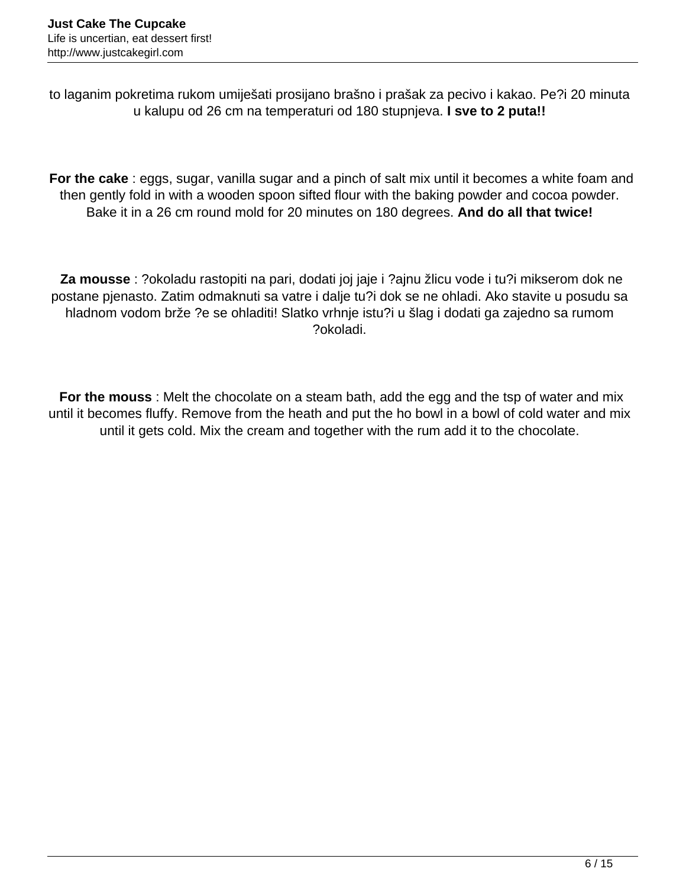to laganim pokretima rukom umiješati prosijano brašno i prašak za pecivo i kakao. Pe?i 20 minuta u kalupu od 26 cm na temperaturi od 180 stupnjeva. **I sve to 2 puta!!**

**For the cake** : eggs, sugar, vanilla sugar and a pinch of salt mix until it becomes a white foam and then gently fold in with a wooden spoon sifted flour with the baking powder and cocoa powder. Bake it in a 26 cm round mold for 20 minutes on 180 degrees. **And do all that twice!**

**Za mousse** : ?okoladu rastopiti na pari, dodati joj jaje i ?ajnu žlicu vode i tu?i mikserom dok ne postane pjenasto. Zatim odmaknuti sa vatre i dalje tu?i dok se ne ohladi. Ako stavite u posudu sa hladnom vodom brže ?e se ohladiti! Slatko vrhnje istu?i u šlag i dodati ga zajedno sa rumom ?okoladi.

**For the mouss** : Melt the chocolate on a steam bath, add the egg and the tsp of water and mix until it becomes fluffy. Remove from the heath and put the ho bowl in a bowl of cold water and mix until it gets cold. Mix the cream and together with the rum add it to the chocolate.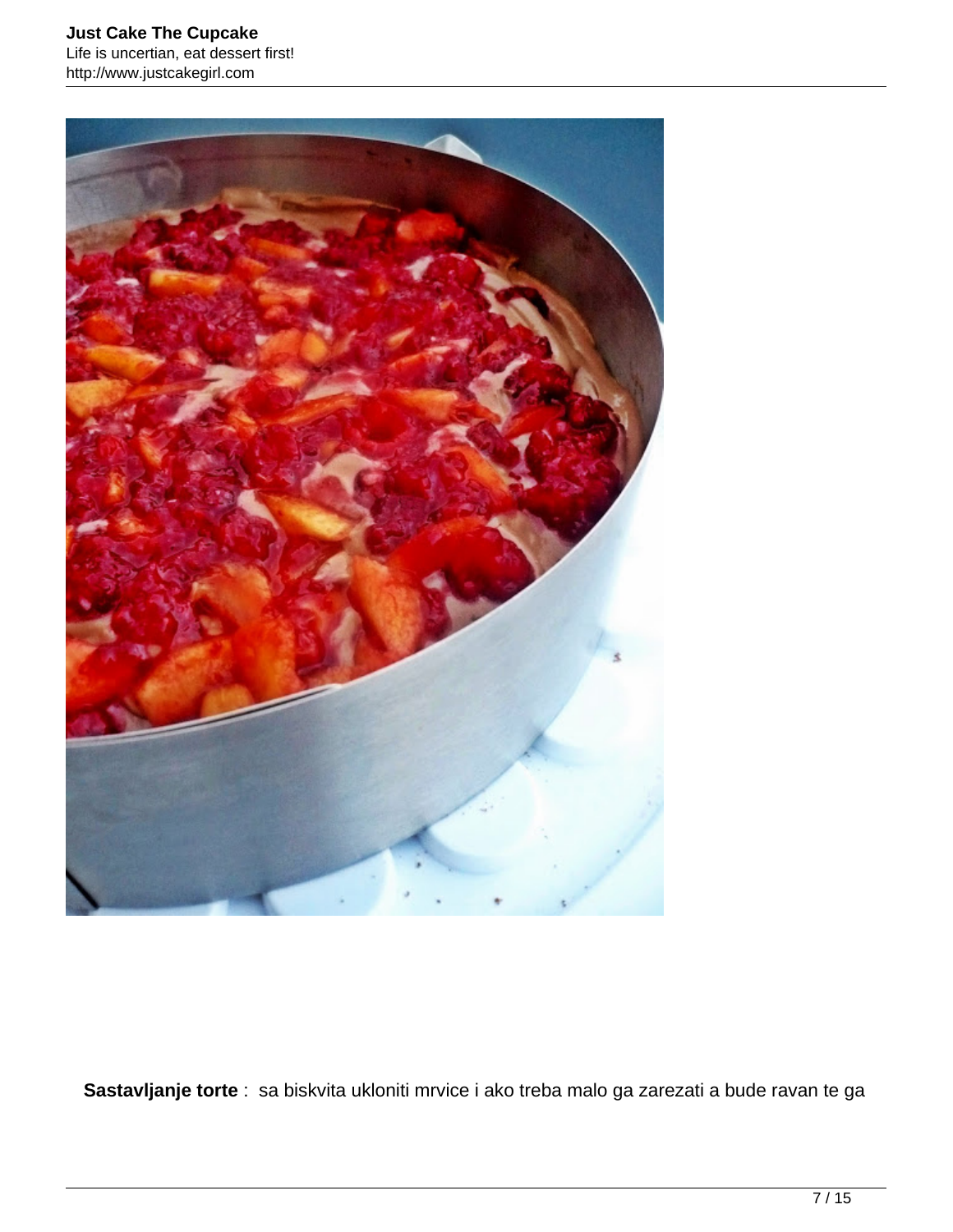**Sastavljanje torte** :  sa biskvita ukloniti mrvice i ako treba malo ga zarezati a bude ravan te ga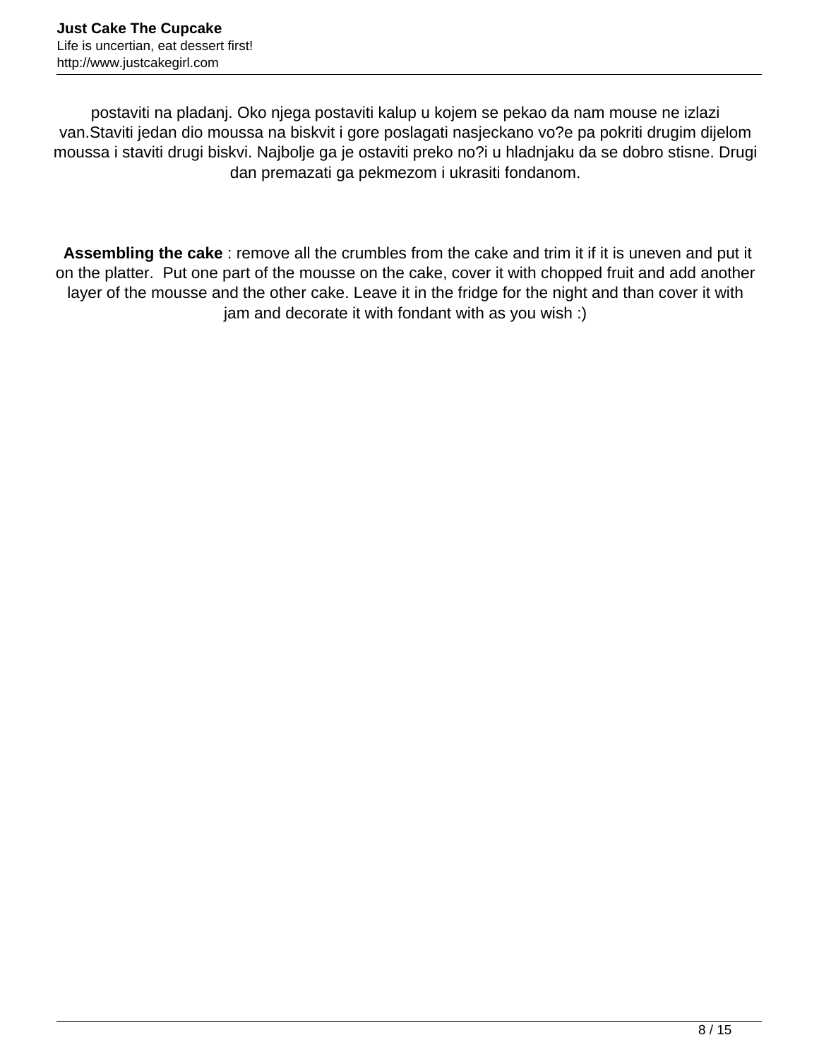postaviti na pladanj. Oko njega postaviti kalup u kojem se pekao da nam mouse ne izlazi van.Staviti jedan dio moussa na biskvit i gore poslagati nasjeckano vo?e pa pokriti drugim dijelom moussa i staviti drugi biskvi. Najbolje ga je ostaviti preko no?i u hladnjaku da se dobro stisne. Drugi dan premazati ga pekmezom i ukrasiti fondanom.

**Assembling the cake** : remove all the crumbles from the cake and trim it if it is uneven and put it on the platter.  Put one part of the mousse on the cake, cover it with chopped fruit and add another layer of the mousse and the other cake. Leave it in the fridge for the night and than cover it with jam and decorate it with fondant with as you wish :)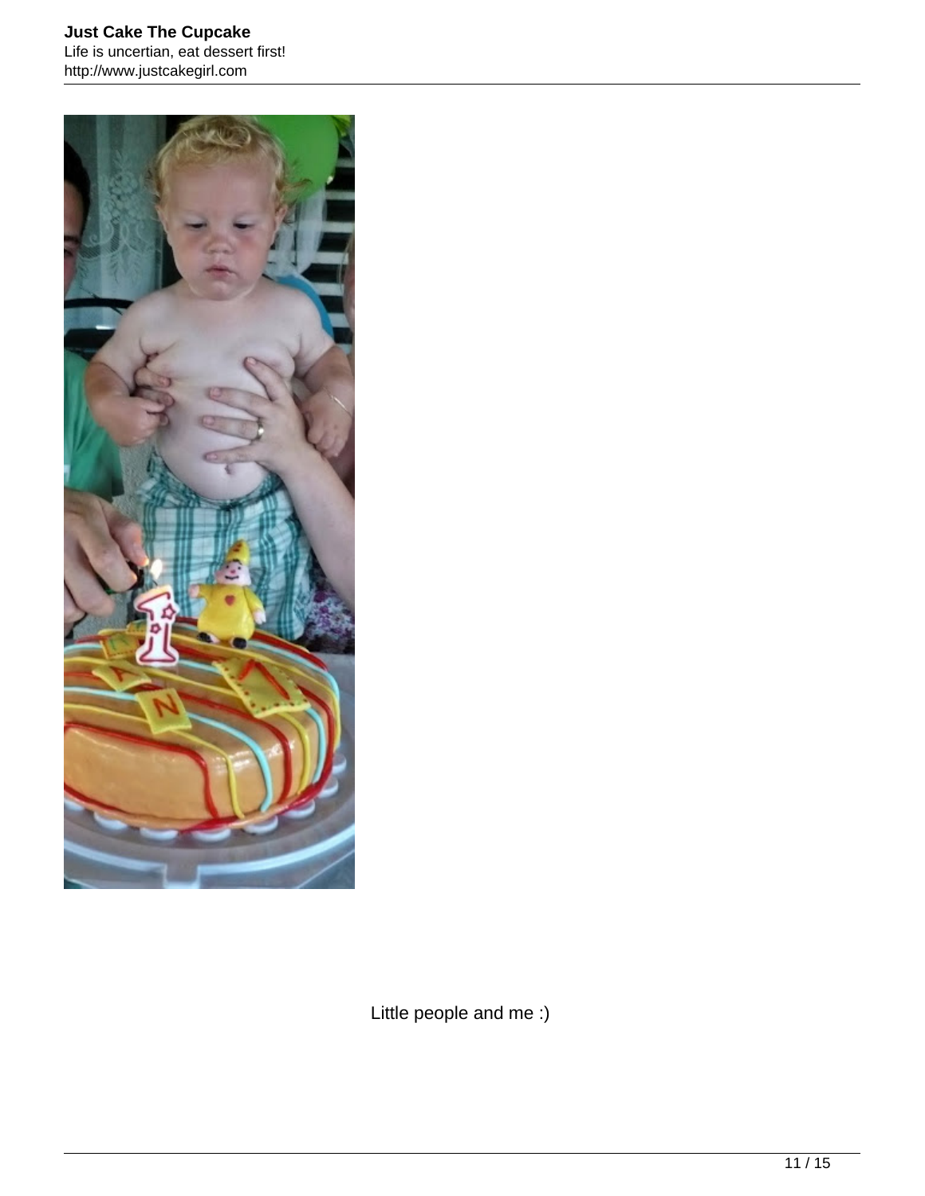Little people and me :)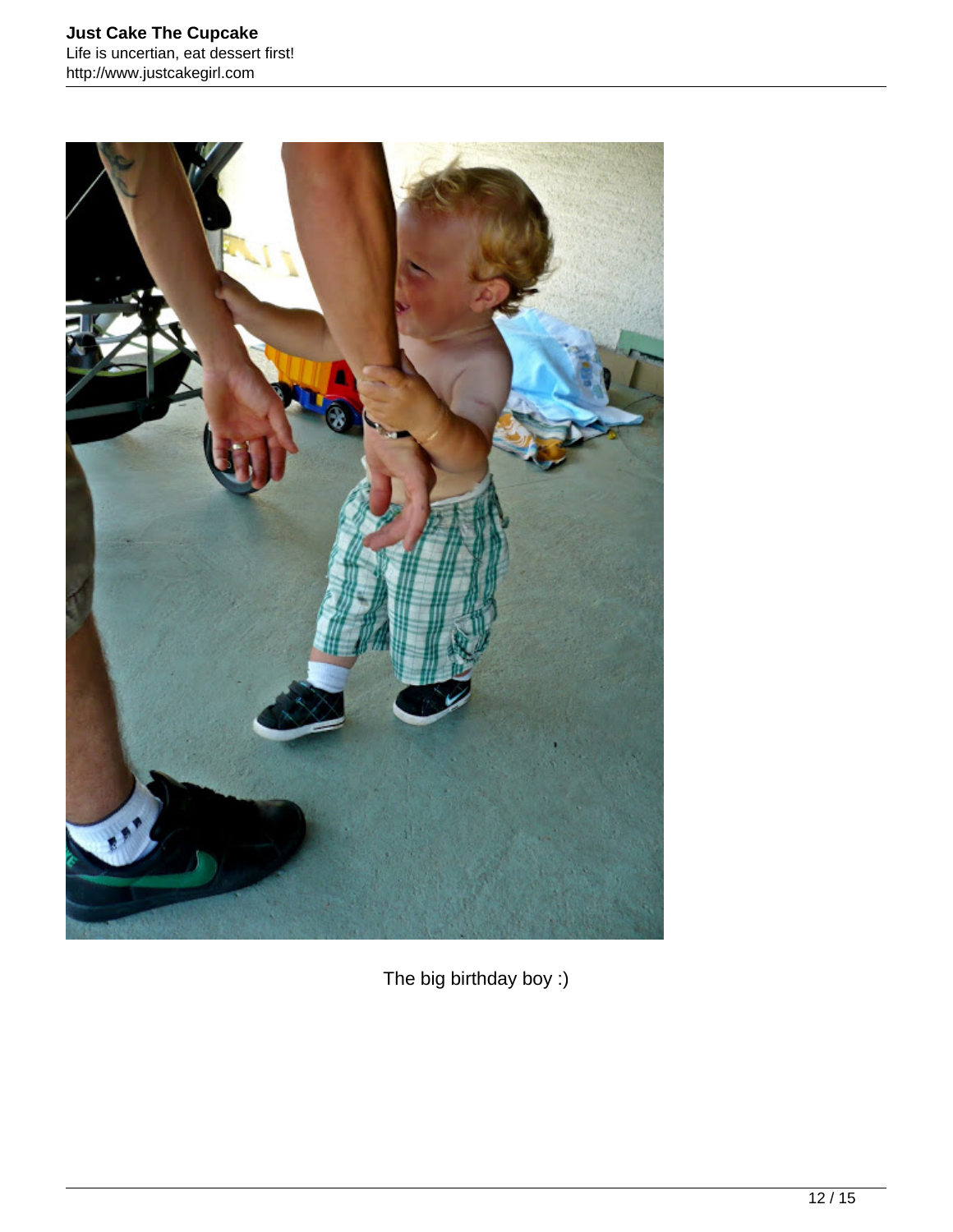The big birthday boy :)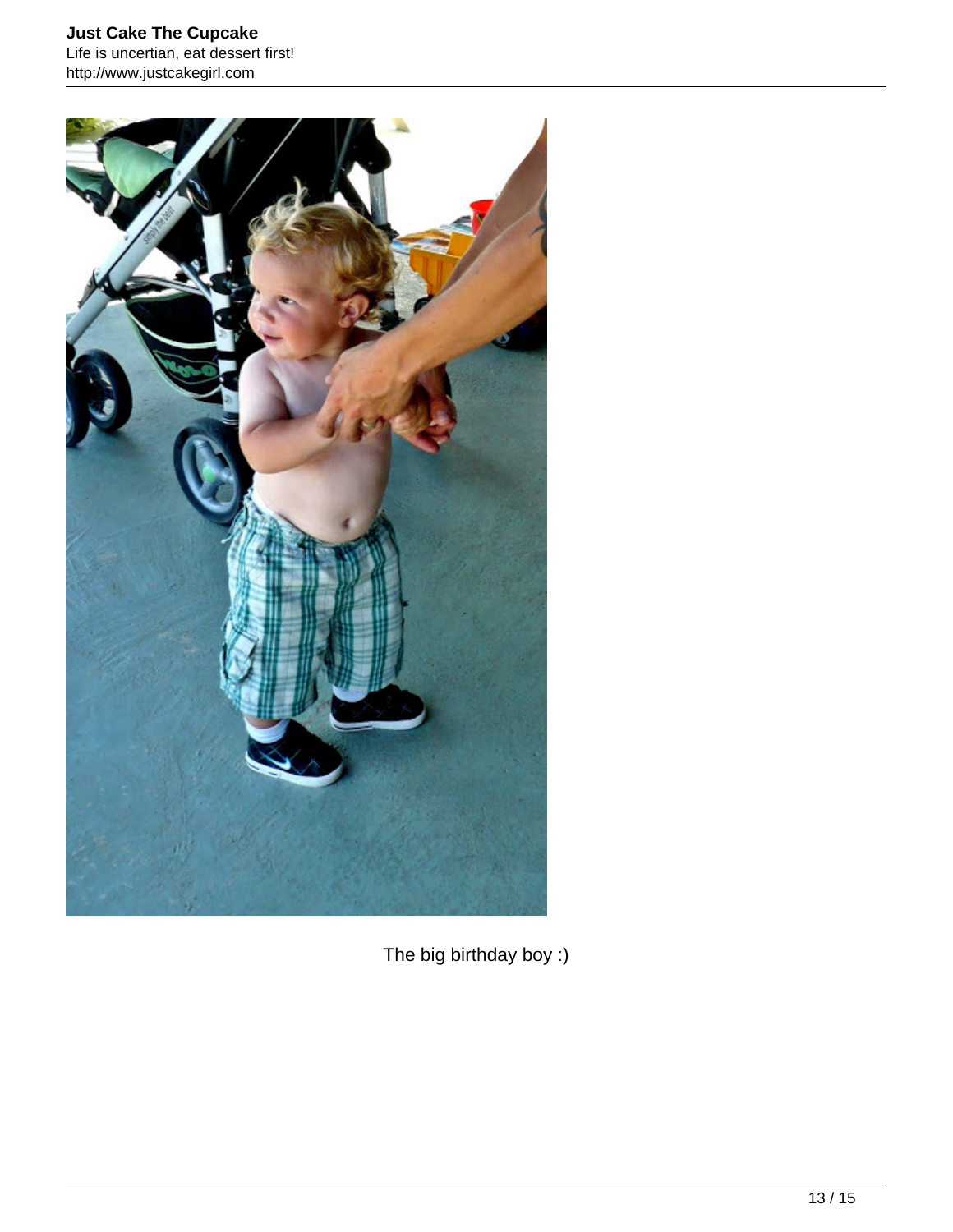The big birthday boy :)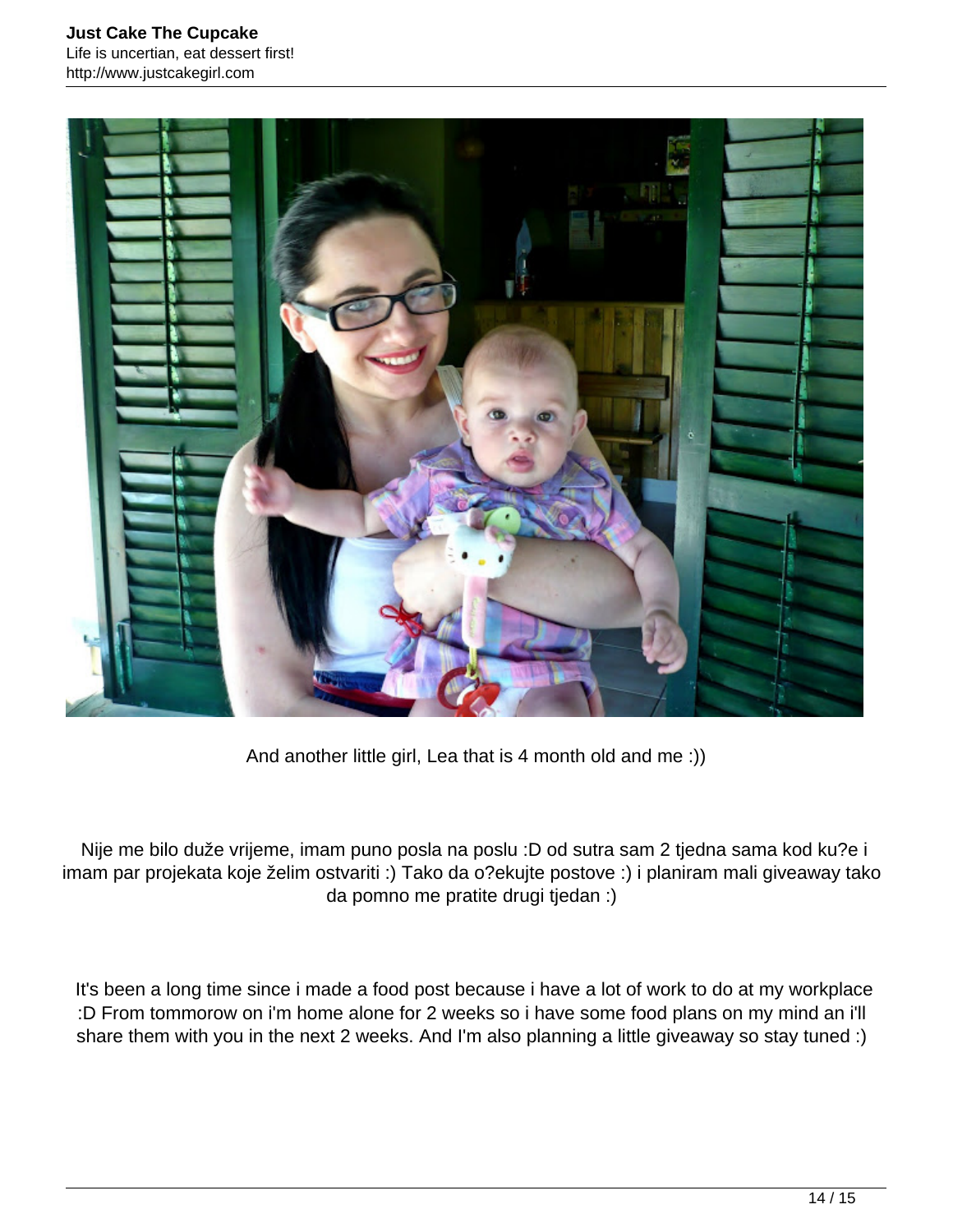And another little girl, Lea that is 4 month old and me :))

Nije me bilo duže vrijeme, imam puno posla na poslu :D od sutra sam 2 tjedna sama kod ku?e i imam par projekata koje želim ostvariti :) Tako da o?ekujte postove :) i planiram mali giveaway tako da pomno me pratite drugi tjedan :)

It's been a long time since i made a food post because i have a lot of work to do at my workplace :D From tommorow on i'm home alone for 2 weeks so i have some food plans on my mind an i'll share them with you in the next 2 weeks. And I'm also planning a little giveaway so stay tuned :)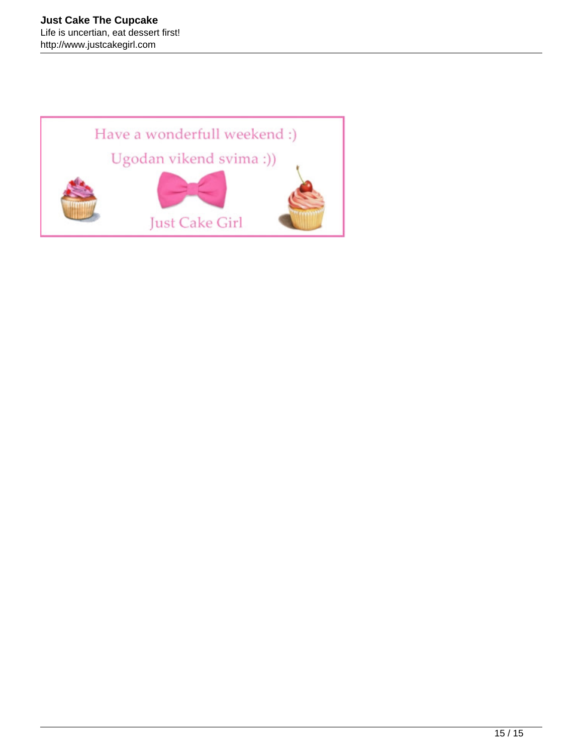Have a wonderfull weekend :)

Ugodan vikend svima :))

Just Cake Girl